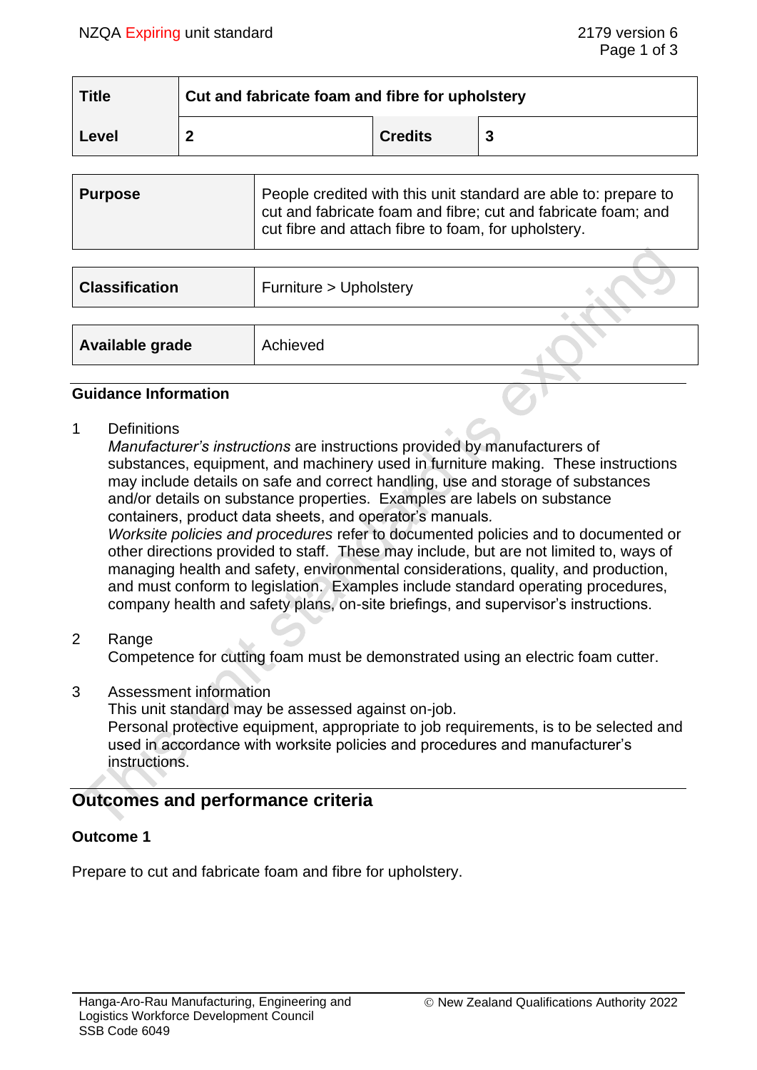| Title | Cut and fabricate foam and fibre for upholstery | | |
|---|---|---|---|
| Level | 2 | Credits | 3 |

| Purpose | People credited with this unit standard are able to: prepare to cut and fabricate foam and fibre; cut and fabricate foam; and cut fibre and attach fibre to foam, for upholstery. |
|---|---|

| Classification | Furniture > Upholstery |
|---|---|

| Available grade | Achieved |
|---|---|

### Guidance Information

1 Definitions

*Manufacturer's instructions* are instructions provided by manufacturers of substances, equipment, and machinery used in furniture making. These instructions may include details on safe and correct handling, use and storage of substances and/or details on substance properties. Examples are labels on substance containers, product data sheets, and operator's manuals.

*Worksite policies and procedures* refer to documented policies and to documented or other directions provided to staff. These may include, but are not limited to, ways of managing health and safety, environmental considerations, quality, and production, and must conform to legislation. Examples include standard operating procedures, company health and safety plans, on-site briefings, and supervisor's instructions.

2 Range

Competence for cutting foam must be demonstrated using an electric foam cutter.

3 Assessment information

This unit standard may be assessed against on-job.

Personal protective equipment, appropriate to job requirements, is to be selected and used in accordance with worksite policies and procedures and manufacturer's instructions.

## Outcomes and performance criteria

### Outcome 1

Prepare to cut and fabricate foam and fibre for upholstery.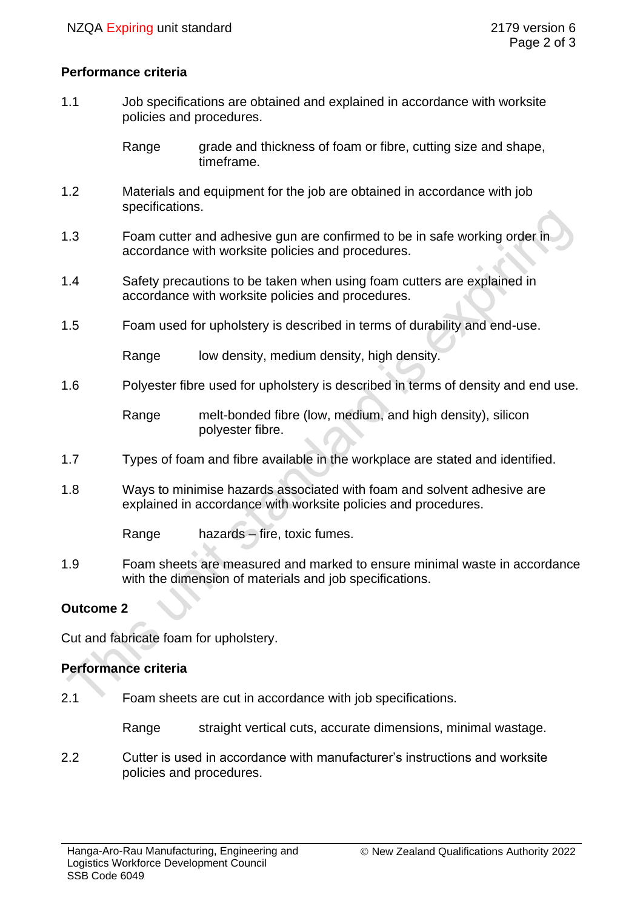**Performance criteria**

1.1 Job specifications are obtained and explained in accordance with worksite policies and procedures.

Range grade and thickness of foam or fibre, cutting size and shape, timeframe.

1.2 Materials and equipment for the job are obtained in accordance with job specifications.

1.3 Foam cutter and adhesive gun are confirmed to be in safe working order in accordance with worksite policies and procedures.

1.4 Safety precautions to be taken when using foam cutters are explained in accordance with worksite policies and procedures.

1.5 Foam used for upholstery is described in terms of durability and end-use.

Range low density, medium density, high density.

1.6 Polyester fibre used for upholstery is described in terms of density and end use.

Range melt-bonded fibre (low, medium, and high density), silicon polyester fibre.

1.7 Types of foam and fibre available in the workplace are stated and identified.

1.8 Ways to minimise hazards associated with foam and solvent adhesive are explained in accordance with worksite policies and procedures.

Range hazards – fire, toxic fumes.

1.9 Foam sheets are measured and marked to ensure minimal waste in accordance with the dimension of materials and job specifications.

**Outcome 2**

Cut and fabricate foam for upholstery.

**Performance criteria**

2.1 Foam sheets are cut in accordance with job specifications.

Range straight vertical cuts, accurate dimensions, minimal wastage.

2.2 Cutter is used in accordance with manufacturer's instructions and worksite policies and procedures.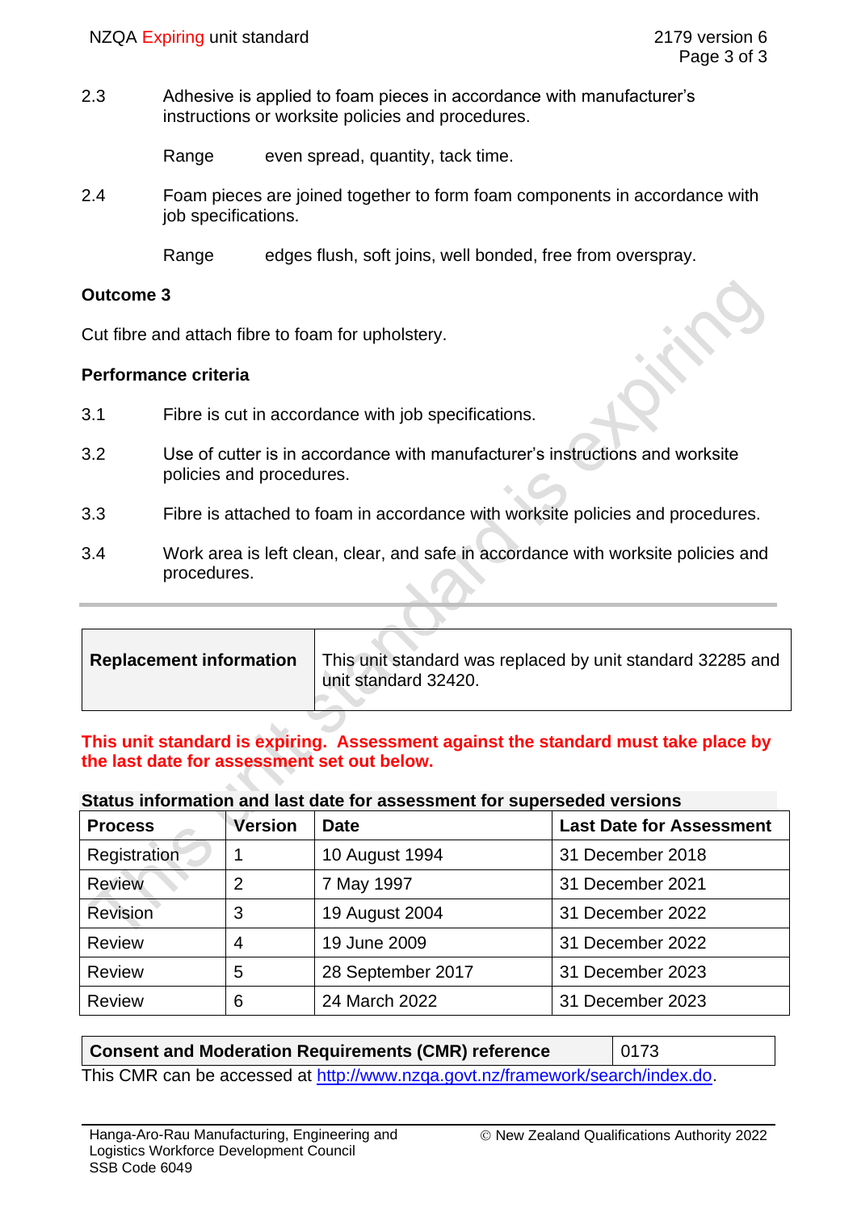2.3 Adhesive is applied to foam pieces in accordance with manufacturer's instructions or worksite policies and procedures.

Range even spread, quantity, tack time.

2.4 Foam pieces are joined together to form foam components in accordance with job specifications.

Range edges flush, soft joins, well bonded, free from overspray.

**Outcome 3**

Cut fibre and attach fibre to foam for upholstery.

**Performance criteria**

3.1 Fibre is cut in accordance with job specifications.

3.2 Use of cutter is in accordance with manufacturer's instructions and worksite policies and procedures.

3.3 Fibre is attached to foam in accordance with worksite policies and procedures.

3.4 Work area is left clean, clear, and safe in accordance with worksite policies and procedures.

| | |
|---|---|
| **Replacement information** | This unit standard was replaced by unit standard 32285 and unit standard 32420. |

**This unit standard is expiring. Assessment against the standard must take place by the last date for assessment set out below.**

**Status information and last date for assessment for superseded versions**

| Process | Version | Date | Last Date for Assessment |
|---|---|---|---|
| Registration | 1 | 10 August 1994 | 31 December 2018 |
| Review | 2 | 7 May 1997 | 31 December 2021 |
| Revision | 3 | 19 August 2004 | 31 December 2022 |
| Review | 4 | 19 June 2009 | 31 December 2022 |
| Review | 5 | 28 September 2017 | 31 December 2023 |
| Review | 6 | 24 March 2022 | 31 December 2023 |

| | |
|---|---|
| **Consent and Moderation Requirements (CMR) reference** | 0173 |

This CMR can be accessed at http://www.nzqa.govt.nz/framework/search/index.do.